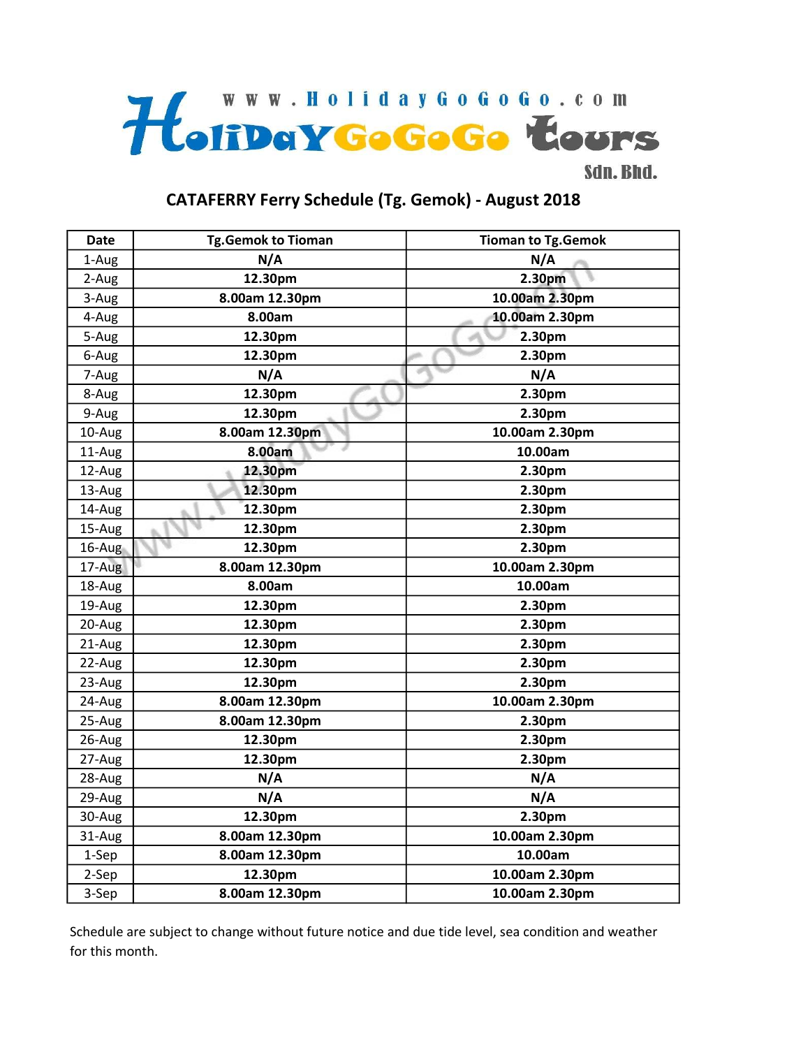www.HolidayGoGoGo.com

HolidayGoGoGo Tours Sdn. Bhd.

# CATAFERRY Ferry Schedule (Tg. Gemok) - August 2018

| Date | Tg.Gemok to Tioman | Tioman to Tg.Gemok |
|---|---|---|
| 1-Aug | N/A | N/A |
| 2-Aug | 12.30pm | 2.30pm |
| 3-Aug | 8.00am 12.30pm | 10.00am 2.30pm |
| 4-Aug | 8.00am | 10.00am 2.30pm |
| 5-Aug | 12.30pm | 2.30pm |
| 6-Aug | 12.30pm | 2.30pm |
| 7-Aug | N/A | N/A |
| 8-Aug | 12.30pm | 2.30pm |
| 9-Aug | 12.30pm | 2.30pm |
| 10-Aug | 8.00am 12.30pm | 10.00am 2.30pm |
| 11-Aug | 8.00am | 10.00am |
| 12-Aug | 12.30pm | 2.30pm |
| 13-Aug | 12.30pm | 2.30pm |
| 14-Aug | 12.30pm | 2.30pm |
| 15-Aug | 12.30pm | 2.30pm |
| 16-Aug | 12.30pm | 2.30pm |
| 17-Aug | 8.00am 12.30pm | 10.00am 2.30pm |
| 18-Aug | 8.00am | 10.00am |
| 19-Aug | 12.30pm | 2.30pm |
| 20-Aug | 12.30pm | 2.30pm |
| 21-Aug | 12.30pm | 2.30pm |
| 22-Aug | 12.30pm | 2.30pm |
| 23-Aug | 12.30pm | 2.30pm |
| 24-Aug | 8.00am 12.30pm | 10.00am 2.30pm |
| 25-Aug | 8.00am 12.30pm | 2.30pm |
| 26-Aug | 12.30pm | 2.30pm |
| 27-Aug | 12.30pm | 2.30pm |
| 28-Aug | N/A | N/A |
| 29-Aug | N/A | N/A |
| 30-Aug | 12.30pm | 2.30pm |
| 31-Aug | 8.00am 12.30pm | 10.00am 2.30pm |
| 1-Sep | 8.00am 12.30pm | 10.00am |
| 2-Sep | 12.30pm | 10.00am 2.30pm |
| 3-Sep | 8.00am 12.30pm | 10.00am 2.30pm |

Schedule are subject to change without future notice and due tide level, sea condition and weather for this month.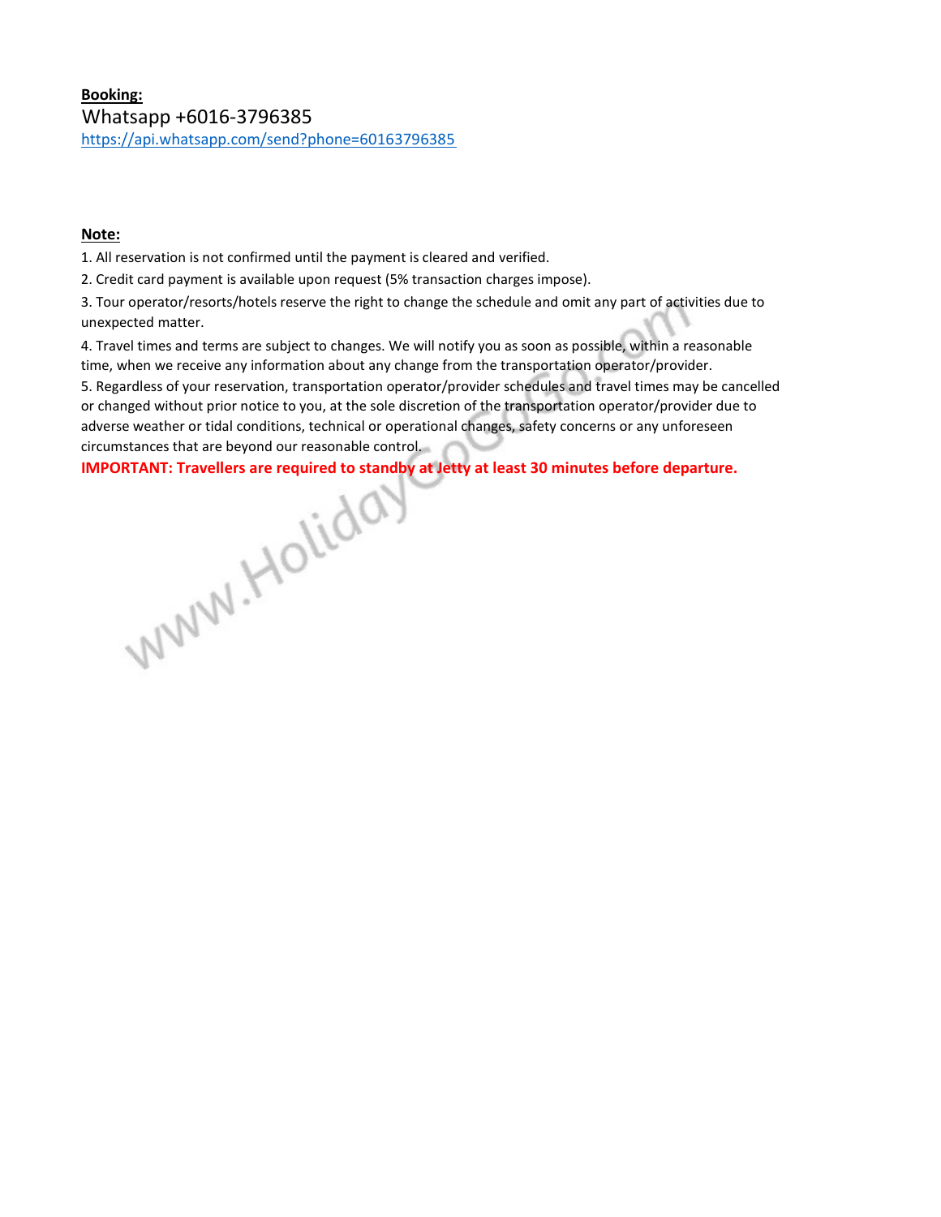**Booking:**

Whatsapp +6016-3796385

https://api.whatsapp.com/send?phone=60163796385

**Note:**

1. All reservation is not confirmed until the payment is cleared and verified.
2. Credit card payment is available upon request (5% transaction charges impose).
3. Tour operator/resorts/hotels reserve the right to change the schedule and omit any part of activities due to unexpected matter.
4. Travel times and terms are subject to changes. We will notify you as soon as possible, within a reasonable time, when we receive any information about any change from the transportation operator/provider.
5. Regardless of your reservation, transportation operator/provider schedules and travel times may be cancelled or changed without prior notice to you, at the sole discretion of the transportation operator/provider due to adverse weather or tidal conditions, technical or operational changes, safety concerns or any unforeseen circumstances that are beyond our reasonable control.

**IMPORTANT: Travellers are required to standby at Jetty at least 30 minutes before departure.**